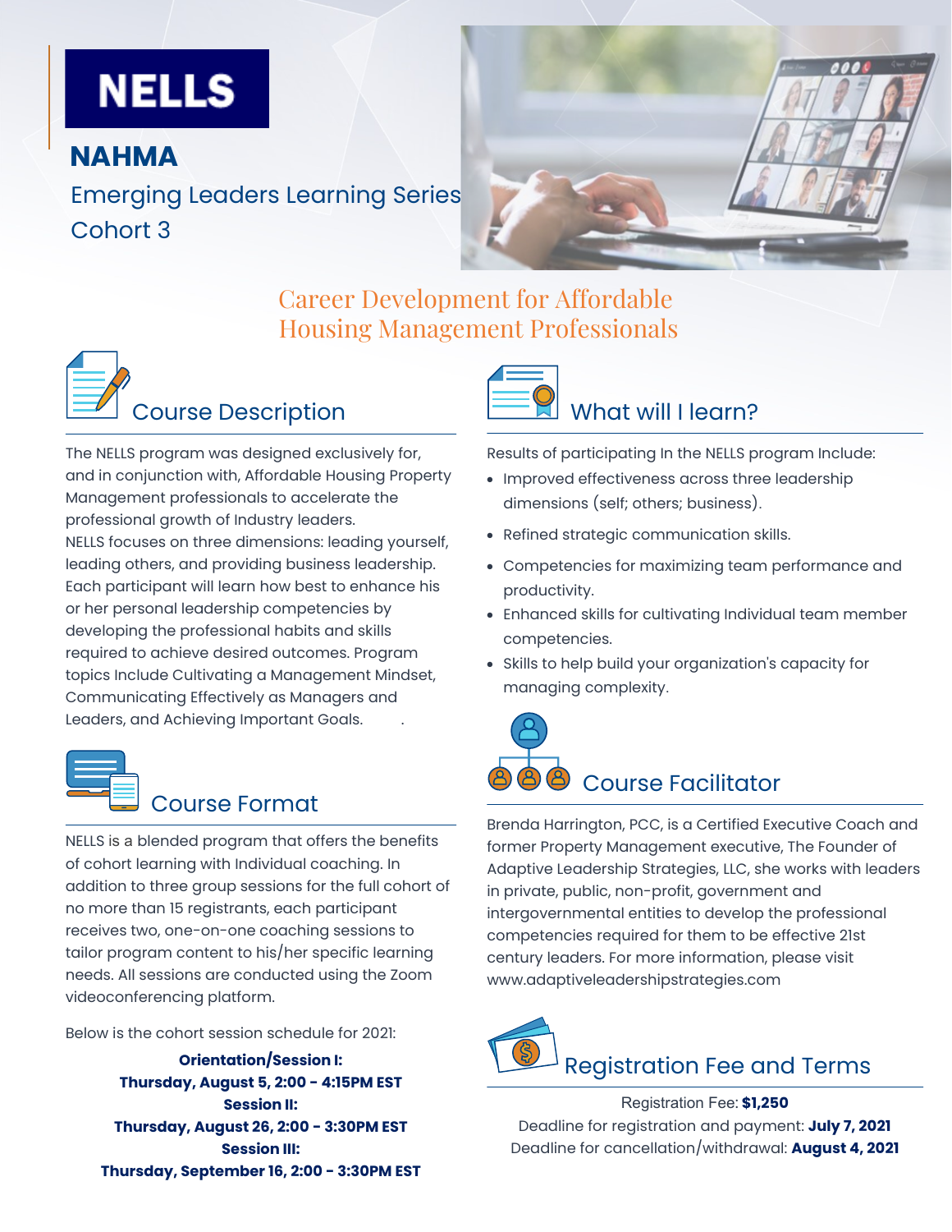# NELLS

## NAHMA

Emerging Leaders Learning Series
Cohort 3

### Career Development for Affordable Housing Management Professionals

## Course Description

The NELLS program was designed exclusively for, and in conjunction with, Affordable Housing Property Management professionals to accelerate the professional growth of Industry leaders.
NELLS focuses on three dimensions: leading yourself, leading others, and providing business leadership. Each participant will learn how best to enhance his or her personal leadership competencies by developing the professional habits and skills required to achieve desired outcomes. Program topics Include Cultivating a Management Mindset, Communicating Effectively as Managers and Leaders, and Achieving Important Goals.

## Course Format

NELLS is a blended program that offers the benefits of cohort learning with Individual coaching. In addition to three group sessions for the full cohort of no more than 15 registrants, each participant receives two, one-on-one coaching sessions to tailor program content to his/her specific learning needs. All sessions are conducted using the Zoom videoconferencing platform.

Below is the cohort session schedule for 2021:

**Orientation/Session I:**
**Thursday, August 5, 2:00 - 4:15PM EST**
**Session II:**
**Thursday, August 26, 2:00 - 3:30PM EST**
**Session III:**
**Thursday, September 16, 2:00 - 3:30PM EST**

## What will I learn?

Results of participating In the NELLS program Include:

- Improved effectiveness across three leadership dimensions (self; others; business).
- Refined strategic communication skills.
- Competencies for maximizing team performance and productivity.
- Enhanced skills for cultivating Individual team member competencies.
- Skills to help build your organization's capacity for managing complexity.

## Course Facilitator

Brenda Harrington, PCC, is a Certified Executive Coach and former Property Management executive, The Founder of Adaptive Leadership Strategies, LLC, she works with leaders in private, public, non-profit, government and intergovernmental entities to develop the professional competencies required for them to be effective 21st century leaders. For more information, please visit www.adaptiveleadershipstrategies.com

## Registration Fee and Terms

Registration Fee: **$1,250**
Deadline for registration and payment: **July 7, 2021**
Deadline for cancellation/withdrawal: **August 4, 2021**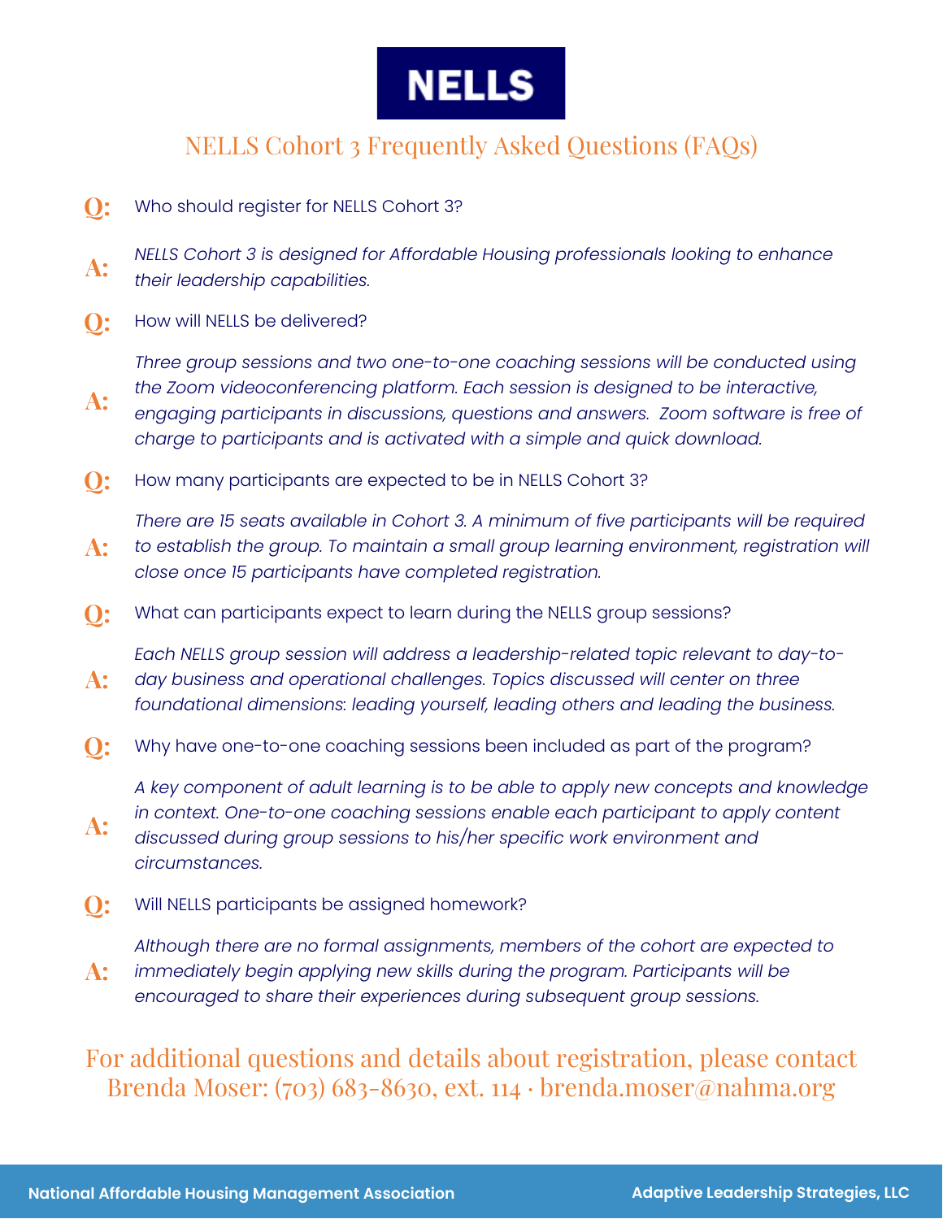# NELLS

## NELLS Cohort 3 Frequently Asked Questions (FAQs)

**Q:** Who should register for NELLS Cohort 3?

**A:** *NELLS Cohort 3 is designed for Affordable Housing professionals looking to enhance their leadership capabilities.*

**Q:** How will NELLS be delivered?

**A:** *Three group sessions and two one-to-one coaching sessions will be conducted using the Zoom videoconferencing platform. Each session is designed to be interactive, engaging participants in discussions, questions and answers. Zoom software is free of charge to participants and is activated with a simple and quick download.*

**Q:** How many participants are expected to be in NELLS Cohort 3?

**A:** *There are 15 seats available in Cohort 3. A minimum of five participants will be required to establish the group. To maintain a small group learning environment, registration will close once 15 participants have completed registration.*

**Q:** What can participants expect to learn during the NELLS group sessions?

**A:** *Each NELLS group session will address a leadership-related topic relevant to day-to-day business and operational challenges. Topics discussed will center on three foundational dimensions: leading yourself, leading others and leading the business.*

**Q:** Why have one-to-one coaching sessions been included as part of the program?

**A:** *A key component of adult learning is to be able to apply new concepts and knowledge in context. One-to-one coaching sessions enable each participant to apply content discussed during group sessions to his/her specific work environment and circumstances.*

**Q:** Will NELLS participants be assigned homework?

**A:** *Although there are no formal assignments, members of the cohort are expected to immediately begin applying new skills during the program. Participants will be encouraged to share their experiences during subsequent group sessions.*

For additional questions and details about registration, please contact Brenda Moser: (703) 683-8630, ext. 114 · brenda.moser@nahma.org

National Affordable Housing Management Association

Adaptive Leadership Strategies, LLC